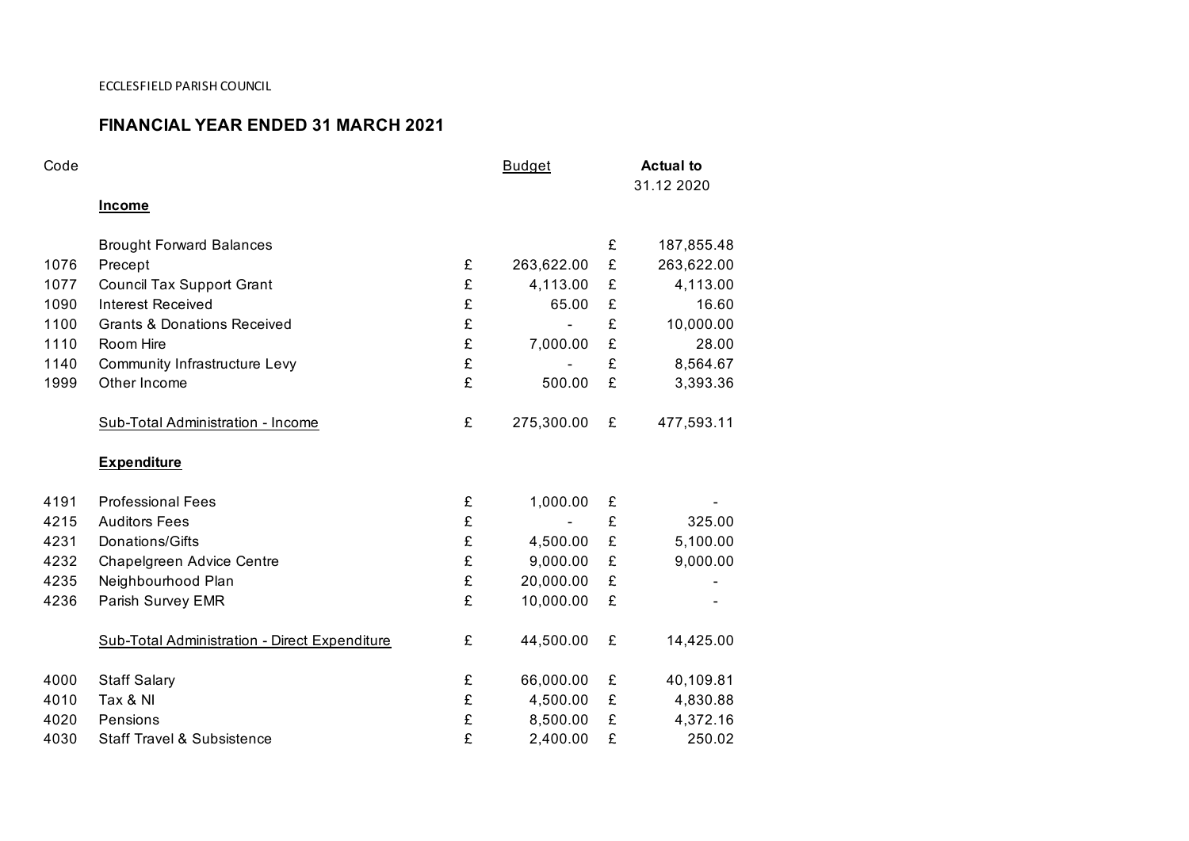ECCLESFIELD PARISH COUNCIL

## FINANCIAL YEAR ENDED 31 MARCH 2021

| Code | | Budget | Actual to 31.12 2020 |
|---|---|---|---|
| | **Income** | | |
| | Brought Forward Balances | | £ 187,855.48 |
| 1076 | Precept | £ 263,622.00 | £ 263,622.00 |
| 1077 | Council Tax Support Grant | £ 4,113.00 | £ 4,113.00 |
| 1090 | Interest Received | £ 65.00 | £ 16.60 |
| 1100 | Grants & Donations Received | £ - | £ 10,000.00 |
| 1110 | Room Hire | £ 7,000.00 | £ 28.00 |
| 1140 | Community Infrastructure Levy | £ - | £ 8,564.67 |
| 1999 | Other Income | £ 500.00 | £ 3,393.36 |
| | Sub-Total Administration - Income | £ 275,300.00 | £ 477,593.11 |
| | **Expenditure** | | |
| 4191 | Professional Fees | £ 1,000.00 | £ - |
| 4215 | Auditors Fees | £ - | £ 325.00 |
| 4231 | Donations/Gifts | £ 4,500.00 | £ 5,100.00 |
| 4232 | Chapelgreen Advice Centre | £ 9,000.00 | £ 9,000.00 |
| 4235 | Neighbourhood Plan | £ 20,000.00 | £ - |
| 4236 | Parish Survey EMR | £ 10,000.00 | £ - |
| | Sub-Total Administration - Direct Expenditure | £ 44,500.00 | £ 14,425.00 |
| 4000 | Staff Salary | £ 66,000.00 | £ 40,109.81 |
| 4010 | Tax & NI | £ 4,500.00 | £ 4,830.88 |
| 4020 | Pensions | £ 8,500.00 | £ 4,372.16 |
| 4030 | Staff Travel & Subsistence | £ 2,400.00 | £ 250.02 |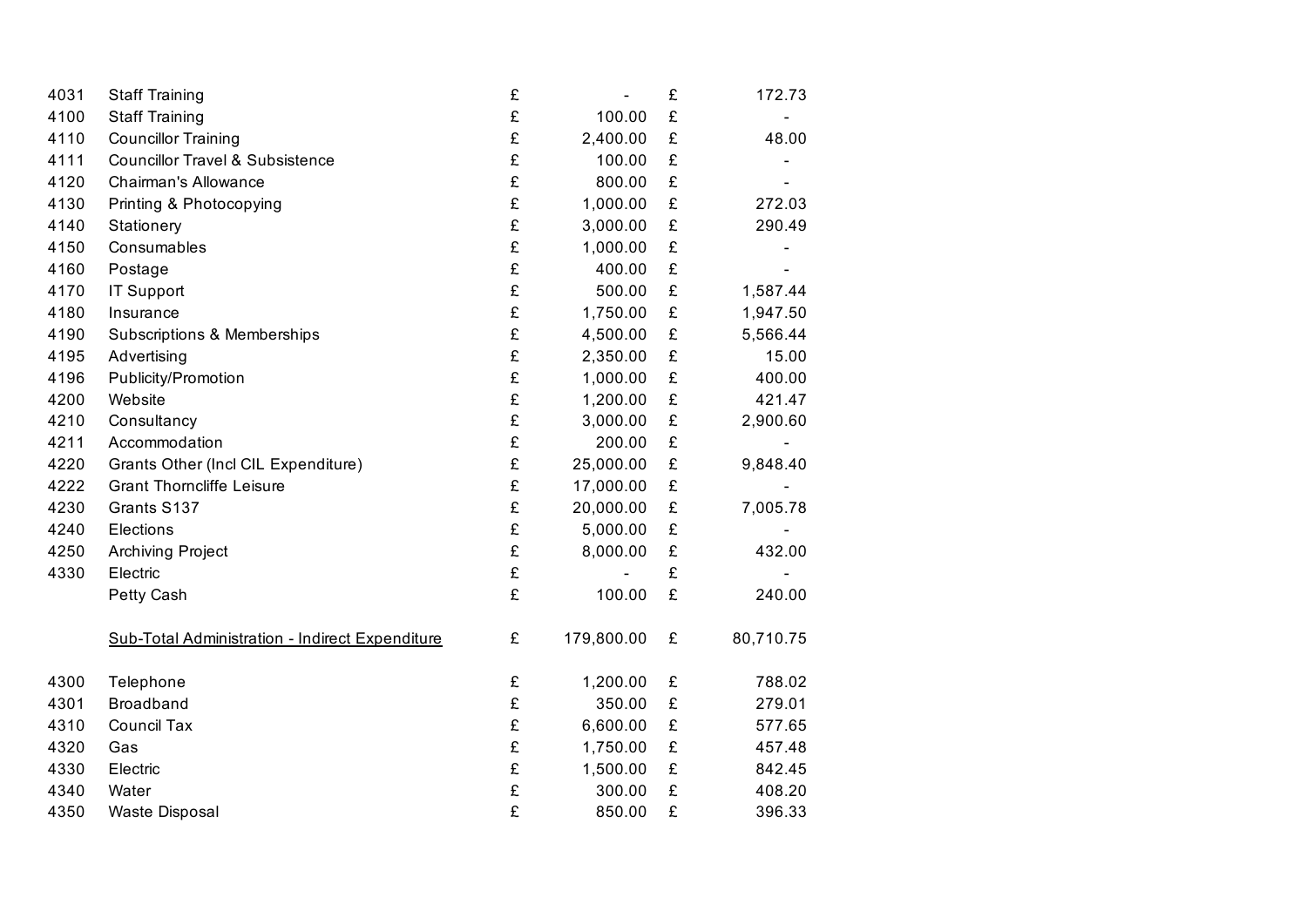| | | | | | |
|---|---|---|---|---|---|
| 4031 | Staff Training | £ | - | £ | 172.73 |
| 4100 | Staff Training | £ | 100.00 | £ | - |
| 4110 | Councillor Training | £ | 2,400.00 | £ | 48.00 |
| 4111 | Councillor Travel & Subsistence | £ | 100.00 | £ | - |
| 4120 | Chairman's Allowance | £ | 800.00 | £ | - |
| 4130 | Printing & Photocopying | £ | 1,000.00 | £ | 272.03 |
| 4140 | Stationery | £ | 3,000.00 | £ | 290.49 |
| 4150 | Consumables | £ | 1,000.00 | £ | - |
| 4160 | Postage | £ | 400.00 | £ | - |
| 4170 | IT Support | £ | 500.00 | £ | 1,587.44 |
| 4180 | Insurance | £ | 1,750.00 | £ | 1,947.50 |
| 4190 | Subscriptions & Memberships | £ | 4,500.00 | £ | 5,566.44 |
| 4195 | Advertising | £ | 2,350.00 | £ | 15.00 |
| 4196 | Publicity/Promotion | £ | 1,000.00 | £ | 400.00 |
| 4200 | Website | £ | 1,200.00 | £ | 421.47 |
| 4210 | Consultancy | £ | 3,000.00 | £ | 2,900.60 |
| 4211 | Accommodation | £ | 200.00 | £ | - |
| 4220 | Grants Other (Incl CIL Expenditure) | £ | 25,000.00 | £ | 9,848.40 |
| 4222 | Grant Thorncliffe Leisure | £ | 17,000.00 | £ | - |
| 4230 | Grants S137 | £ | 20,000.00 | £ | 7,005.78 |
| 4240 | Elections | £ | 5,000.00 | £ | - |
| 4250 | Archiving Project | £ | 8,000.00 | £ | 432.00 |
| 4330 | Electric | £ | - | £ | - |
| | Petty Cash | £ | 100.00 | £ | 240.00 |
| | Sub-Total Administration - Indirect Expenditure | £ | 179,800.00 | £ | 80,710.75 |
| 4300 | Telephone | £ | 1,200.00 | £ | 788.02 |
| 4301 | Broadband | £ | 350.00 | £ | 279.01 |
| 4310 | Council Tax | £ | 6,600.00 | £ | 577.65 |
| 4320 | Gas | £ | 1,750.00 | £ | 457.48 |
| 4330 | Electric | £ | 1,500.00 | £ | 842.45 |
| 4340 | Water | £ | 300.00 | £ | 408.20 |
| 4350 | Waste Disposal | £ | 850.00 | £ | 396.33 |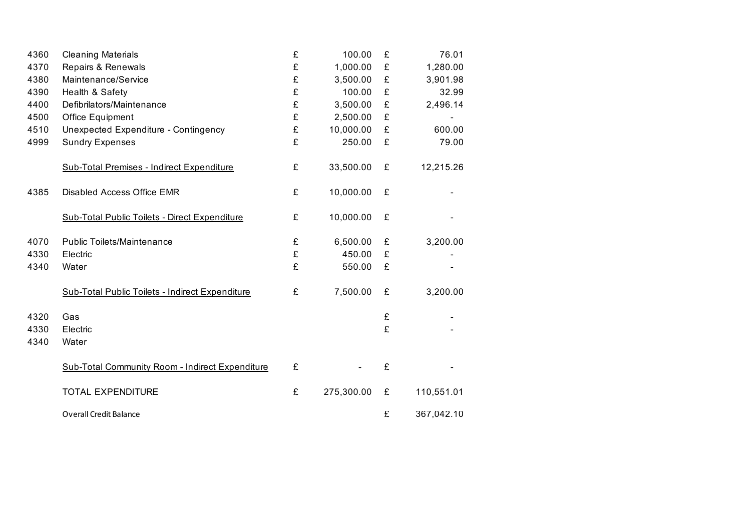| | | | | | |
|---|---|---|---|---|---|
| 4360 | Cleaning Materials | £ | 100.00 | £ | 76.01 |
| 4370 | Repairs & Renewals | £ | 1,000.00 | £ | 1,280.00 |
| 4380 | Maintenance/Service | £ | 3,500.00 | £ | 3,901.98 |
| 4390 | Health & Safety | £ | 100.00 | £ | 32.99 |
| 4400 | Defibrilators/Maintenance | £ | 3,500.00 | £ | 2,496.14 |
| 4500 | Office Equipment | £ | 2,500.00 | £ | - |
| 4510 | Unexpected Expenditure - Contingency | £ | 10,000.00 | £ | 600.00 |
| 4999 | Sundry Expenses | £ | 250.00 | £ | 79.00 |
| | Sub-Total Premises - Indirect Expenditure | £ | 33,500.00 | £ | 12,215.26 |
| 4385 | Disabled Access Office EMR | £ | 10,000.00 | £ | - |
| | Sub-Total Public Toilets - Direct Expenditure | £ | 10,000.00 | £ | - |
| 4070 | Public Toilets/Maintenance | £ | 6,500.00 | £ | 3,200.00 |
| 4330 | Electric | £ | 450.00 | £ | - |
| 4340 | Water | £ | 550.00 | £ | - |
| | Sub-Total Public Toilets - Indirect Expenditure | £ | 7,500.00 | £ | 3,200.00 |
| 4320 | Gas | | | £ | - |
| 4330 | Electric | | | £ | - |
| 4340 | Water | | | | |
| | Sub-Total Community Room - Indirect Expenditure | £ | - | £ | - |
| | TOTAL EXPENDITURE | £ | 275,300.00 | £ | 110,551.01 |
| | Overall Credit Balance | | | £ | 367,042.10 |